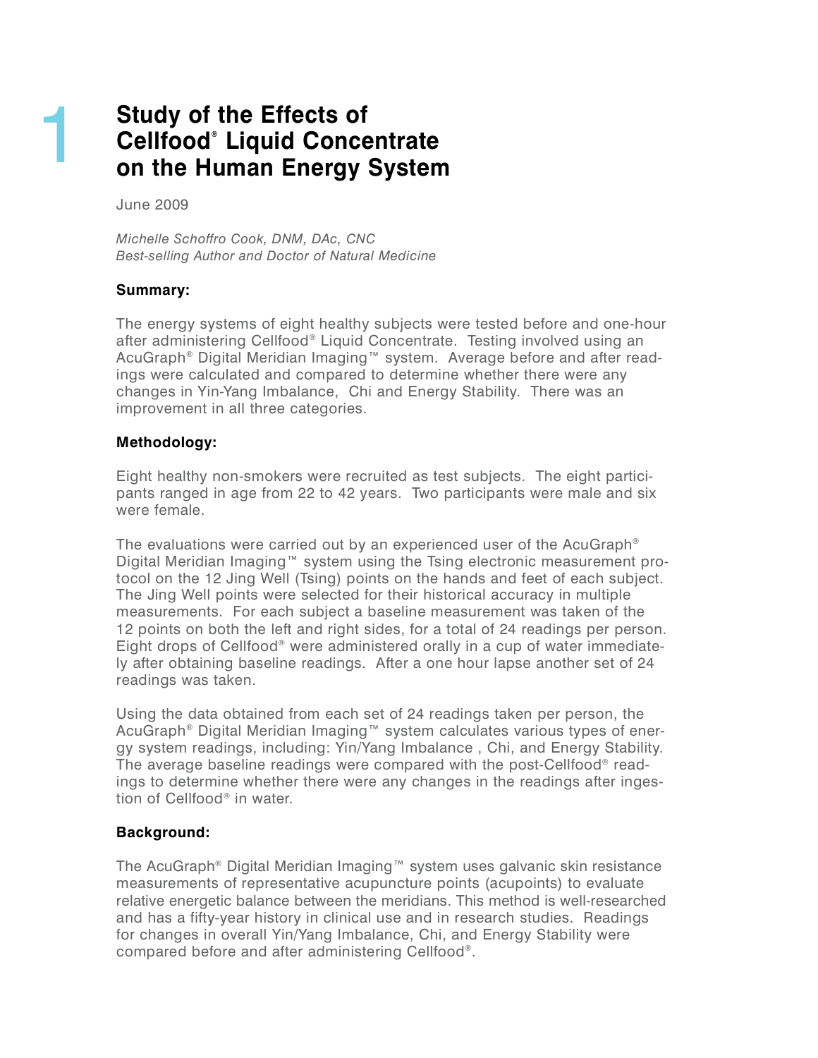# 1 Study of the Effects of Cellfood® Liquid Concentrate on the Human Energy System

June 2009

*Michelle Schoffro Cook, DNM, DAc, CNC*
*Best-selling Author and Doctor of Natural Medicine*

**Summary:**

The energy systems of eight healthy subjects were tested before and one-hour after administering Cellfood® Liquid Concentrate. Testing involved using an AcuGraph® Digital Meridian Imaging™ system. Average before and after readings were calculated and compared to determine whether there were any changes in Yin-Yang Imbalance, Chi and Energy Stability. There was an improvement in all three categories.

**Methodology:**

Eight healthy non-smokers were recruited as test subjects. The eight participants ranged in age from 22 to 42 years. Two participants were male and six were female.

The evaluations were carried out by an experienced user of the AcuGraph® Digital Meridian Imaging™ system using the Tsing electronic measurement protocol on the 12 Jing Well (Tsing) points on the hands and feet of each subject. The Jing Well points were selected for their historical accuracy in multiple measurements. For each subject a baseline measurement was taken of the 12 points on both the left and right sides, for a total of 24 readings per person. Eight drops of Cellfood® were administered orally in a cup of water immediately after obtaining baseline readings. After a one hour lapse another set of 24 readings was taken.

Using the data obtained from each set of 24 readings taken per person, the AcuGraph® Digital Meridian Imaging™ system calculates various types of energy system readings, including: Yin/Yang Imbalance , Chi, and Energy Stability. The average baseline readings were compared with the post-Cellfood® readings to determine whether there were any changes in the readings after ingestion of Cellfood® in water.

**Background:**

The AcuGraph® Digital Meridian Imaging™ system uses galvanic skin resistance measurements of representative acupuncture points (acupoints) to evaluate relative energetic balance between the meridians. This method is well-researched and has a fifty-year history in clinical use and in research studies. Readings for changes in overall Yin/Yang Imbalance, Chi, and Energy Stability were compared before and after administering Cellfood®.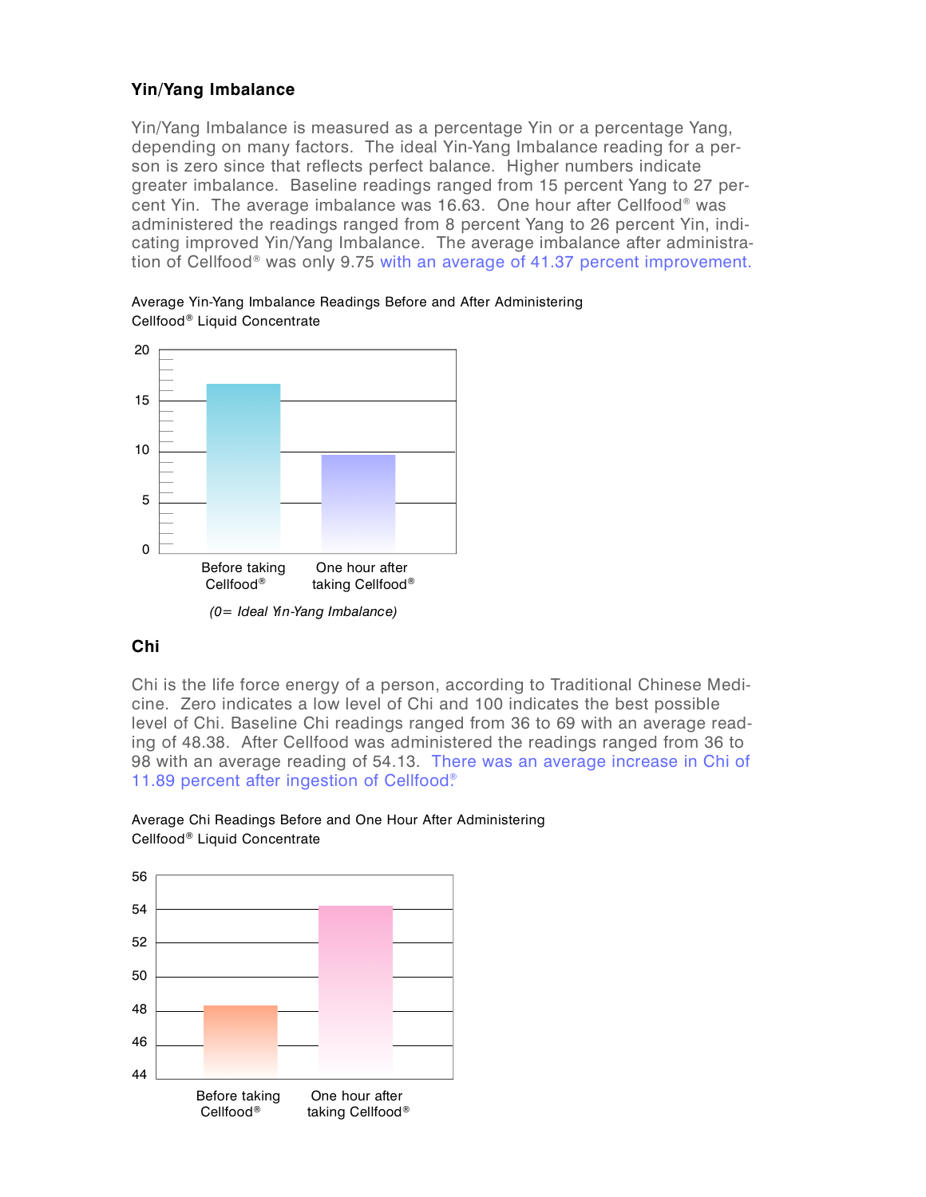### Yin/Yang Imbalance

Yin/Yang Imbalance is measured as a percentage Yin or a percentage Yang, depending on many factors. The ideal Yin-Yang Imbalance reading for a person is zero since that reflects perfect balance. Higher numbers indicate greater imbalance. Baseline readings ranged from 15 percent Yang to 27 percent Yin. The average imbalance was 16.63. One hour after Cellfood® was administered the readings ranged from 8 percent Yang to 26 percent Yin, indicating improved Yin/Yang Imbalance. The average imbalance after administration of Cellfood® was only 9.75 with an average of 41.37 percent improvement.

Average Yin-Yang Imbalance Readings Before and After Administering Cellfood® Liquid Concentrate

| | Before taking Cellfood® | One hour after taking Cellfood® |
|---|---|---|
| Average Yin-Yang Imbalance | 16.63 | 9.75 |

*(0= Ideal Yin-Yang Imbalance)*

### Chi

Chi is the life force energy of a person, according to Traditional Chinese Medicine. Zero indicates a low level of Chi and 100 indicates the best possible level of Chi. Baseline Chi readings ranged from 36 to 69 with an average reading of 48.38. After Cellfood was administered the readings ranged from 36 to 98 with an average reading of 54.13. There was an average increase in Chi of 11.89 percent after ingestion of Cellfood®.

Average Chi Readings Before and One Hour After Administering Cellfood® Liquid Concentrate

| | Before taking Cellfood® | One hour after taking Cellfood® |
|---|---|---|
| Average Chi | 48.38 | 54.13 |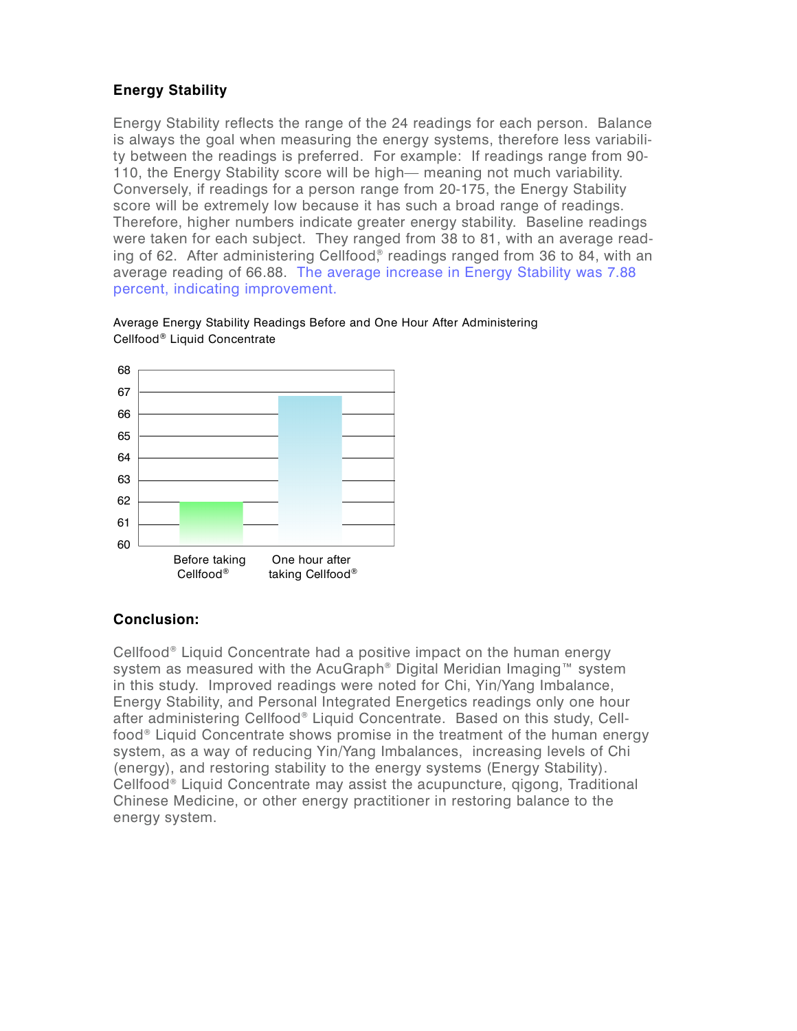## Energy Stability

Energy Stability reflects the range of the 24 readings for each person. Balance is always the goal when measuring the energy systems, therefore less variability between the readings is preferred. For example: If readings range from 90-110, the Energy Stability score will be high— meaning not much variability. Conversely, if readings for a person range from 20-175, the Energy Stability score will be extremely low because it has such a broad range of readings. Therefore, higher numbers indicate greater energy stability. Baseline readings were taken for each subject. They ranged from 38 to 81, with an average reading of 62. After administering Cellfood® readings ranged from 36 to 84, with an average reading of 66.88. The average increase in Energy Stability was 7.88 percent, indicating improvement.

Average Energy Stability Readings Before and One Hour After Administering Cellfood® Liquid Concentrate

68
67
66
65
64
63
62
61
60

Before taking Cellfood®
One hour after taking Cellfood®

## Conclusion:

Cellfood® Liquid Concentrate had a positive impact on the human energy system as measured with the AcuGraph® Digital Meridian Imaging™ system in this study. Improved readings were noted for Chi, Yin/Yang Imbalance, Energy Stability, and Personal Integrated Energetics readings only one hour after administering Cellfood® Liquid Concentrate. Based on this study, Cellfood® Liquid Concentrate shows promise in the treatment of the human energy system, as a way of reducing Yin/Yang Imbalances, increasing levels of Chi (energy), and restoring stability to the energy systems (Energy Stability). Cellfood® Liquid Concentrate may assist the acupuncture, qigong, Traditional Chinese Medicine, or other energy practitioner in restoring balance to the energy system.